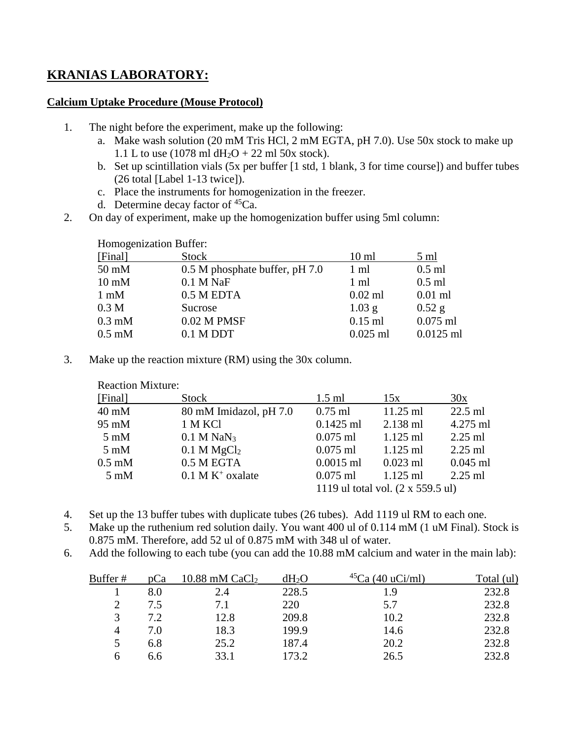## KRANIAS LABORATORY:

**Calcium Uptake Procedure (Mouse Protocol)**

1. The night before the experiment, make up the following:
   a. Make wash solution (20 mM Tris HCl, 2 mM EGTA, pH 7.0). Use 50x stock to make up 1.1 L to use (1078 ml $dH_2O$ + 22 ml 50x stock).
   b. Set up scintillation vials (5x per buffer [1 std, 1 blank, 3 for time course]) and buffer tubes (26 total [Label 1-13 twice]).
   c. Place the instruments for homogenization in the freezer.
   d. Determine decay factor of $^{45}Ca$.
2. On day of experiment, make up the homogenization buffer using 5ml column:

Homogenization Buffer:

| [Final] | Stock | 10 ml | 5 ml |
|---|---|---|---|
| 50 mM | 0.5 M phosphate buffer, pH 7.0 | 1 ml | 0.5 ml |
| 10 mM | 0.1 M NaF | 1 ml | 0.5 ml |
| 1 mM | 0.5 M EDTA | 0.02 ml | 0.01 ml |
| 0.3 M | Sucrose | 1.03 g | 0.52 g |
| 0.3 mM | 0.02 M PMSF | 0.15 ml | 0.075 ml |
| 0.5 mM | 0.1 M DDT | 0.025 ml | 0.0125 ml |

3. Make up the reaction mixture (RM) using the 30x column.

Reaction Mixture:

| [Final] | Stock | 1.5 ml | 15x | 30x |
|---|---|---|---|---|
| 40 mM | 80 mM Imidazol, pH 7.0 | 0.75 ml | 11.25 ml | 22.5 ml |
| 95 mM | 1 M KCl | 0.1425 ml | 2.138 ml | 4.275 ml |
| 5 mM | 0.1 M $NaN_3$ | 0.075 ml | 1.125 ml | 2.25 ml |
| 5 mM | 0.1 M $MgCl_2$ | 0.075 ml | 1.125 ml | 2.25 ml |
| 0.5 mM | 0.5 M EGTA | 0.0015 ml | 0.023 ml | 0.045 ml |
| 5 mM | 0.1 M $K^+$ oxalate | 0.075 ml | 1.125 ml | 2.25 ml |
| | | 1119 ul total vol. (2 x 559.5 ul) | | |

4. Set up the 13 buffer tubes with duplicate tubes (26 tubes). Add 1119 ul RM to each one.
5. Make up the ruthenium red solution daily. You want 400 ul of 0.114 mM (1 uM Final). Stock is 0.875 mM. Therefore, add 52 ul of 0.875 mM with 348 ul of water.
6. Add the following to each tube (you can add the 10.88 mM calcium and water in the main lab):

| Buffer # | pCa | 10.88 mM $CaCl_2$ | $dH_2O$ | $^{45}Ca$ (40 uCi/ml) | Total (ul) |
|---|---|---|---|---|---|
| 1 | 8.0 | 2.4 | 228.5 | 1.9 | 232.8 |
| 2 | 7.5 | 7.1 | 220 | 5.7 | 232.8 |
| 3 | 7.2 | 12.8 | 209.8 | 10.2 | 232.8 |
| 4 | 7.0 | 18.3 | 199.9 | 14.6 | 232.8 |
| 5 | 6.8 | 25.2 | 187.4 | 20.2 | 232.8 |
| 6 | 6.6 | 33.1 | 173.2 | 26.5 | 232.8 |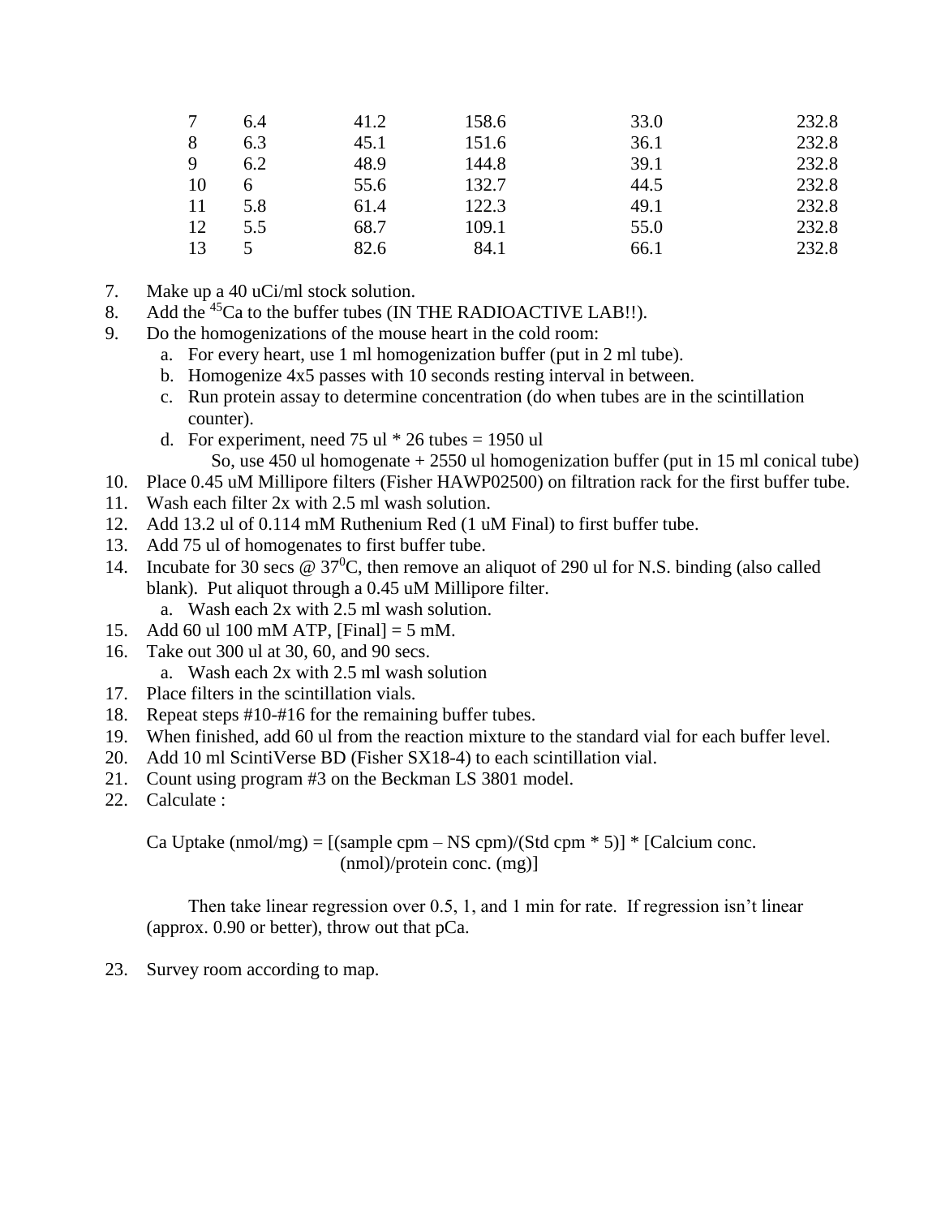| | | | | | |
|---|---|---|---|---|---|
| 7 | 6.4 | 41.2 | 158.6 | 33.0 | 232.8 |
| 8 | 6.3 | 45.1 | 151.6 | 36.1 | 232.8 |
| 9 | 6.2 | 48.9 | 144.8 | 39.1 | 232.8 |
| 10 | 6 | 55.6 | 132.7 | 44.5 | 232.8 |
| 11 | 5.8 | 61.4 | 122.3 | 49.1 | 232.8 |
| 12 | 5.5 | 68.7 | 109.1 | 55.0 | 232.8 |
| 13 | 5 | 82.6 | 84.1 | 66.1 | 232.8 |

7. Make up a 40 uCi/ml stock solution.
8. Add the $^{45}Ca$ to the buffer tubes (IN THE RADIOACTIVE LAB!!).
9. Do the homogenizations of the mouse heart in the cold room:
   a. For every heart, use 1 ml homogenization buffer (put in 2 ml tube).
   b. Homogenize 4x5 passes with 10 seconds resting interval in between.
   c. Run protein assay to determine concentration (do when tubes are in the scintillation counter).
   d. For experiment, need 75 ul * 26 tubes = 1950 ul

      So, use 450 ul homogenate + 2550 ul homogenization buffer (put in 15 ml conical tube)
10. Place 0.45 uM Millipore filters (Fisher HAWP02500) on filtration rack for the first buffer tube.
11. Wash each filter 2x with 2.5 ml wash solution.
12. Add 13.2 ul of 0.114 mM Ruthenium Red (1 uM Final) to first buffer tube.
13. Add 75 ul of homogenates to first buffer tube.
14. Incubate for 30 secs @ $37^0$C, then remove an aliquot of 290 ul for N.S. binding (also called blank). Put aliquot through a 0.45 uM Millipore filter.
    a. Wash each 2x with 2.5 ml wash solution.
15. Add 60 ul 100 mM ATP, [Final] = 5 mM.
16. Take out 300 ul at 30, 60, and 90 secs.
    a. Wash each 2x with 2.5 ml wash solution
17. Place filters in the scintillation vials.
18. Repeat steps #10-#16 for the remaining buffer tubes.
19. When finished, add 60 ul from the reaction mixture to the standard vial for each buffer level.
20. Add 10 ml ScintiVerse BD (Fisher SX18-4) to each scintillation vial.
21. Count using program #3 on the Beckman LS 3801 model.
22. Calculate :

    Ca Uptake (nmol/mg) = [(sample cpm – NS cpm)/(Std cpm * 5)] * [Calcium conc. (nmol)/protein conc. (mg)]

    Then take linear regression over 0.5, 1, and 1 min for rate. If regression isn't linear (approx. 0.90 or better), throw out that pCa.

23. Survey room according to map.